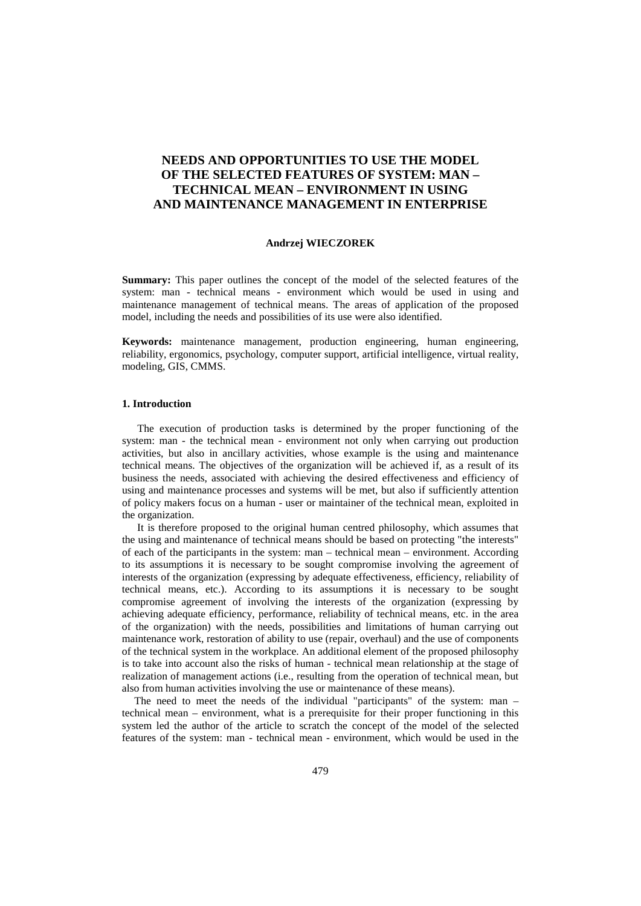# NEEDS AND OPPORTUNITIES TO USE THE MODEL OF THE SELECTED FEATURES OF SYSTEM: MAN – TECHNICAL MEAN – ENVIRONMENT IN USING AND MAINTENANCE MANAGEMENT IN ENTERPRISE

**Andrzej WIECZOREK**

**Summary:** This paper outlines the concept of the model of the selected features of the system: man - technical means - environment which would be used in using and maintenance management of technical means. The areas of application of the proposed model, including the needs and possibilities of its use were also identified.

**Keywords:** maintenance management, production engineering, human engineering, reliability, ergonomics, psychology, computer support, artificial intelligence, virtual reality, modeling, GIS, CMMS.

## 1. Introduction

The execution of production tasks is determined by the proper functioning of the system: man - the technical mean - environment not only when carrying out production activities, but also in ancillary activities, whose example is the using and maintenance technical means. The objectives of the organization will be achieved if, as a result of its business the needs, associated with achieving the desired effectiveness and efficiency of using and maintenance processes and systems will be met, but also if sufficiently attention of policy makers focus on a human - user or maintainer of the technical mean, exploited in the organization.

It is therefore proposed to the original human centred philosophy, which assumes that the using and maintenance of technical means should be based on protecting "the interests" of each of the participants in the system: man – technical mean – environment. According to its assumptions it is necessary to be sought compromise involving the agreement of interests of the organization (expressing by adequate effectiveness, efficiency, reliability of technical means, etc.). According to its assumptions it is necessary to be sought compromise agreement of involving the interests of the organization (expressing by achieving adequate efficiency, performance, reliability of technical means, etc. in the area of the organization) with the needs, possibilities and limitations of human carrying out maintenance work, restoration of ability to use (repair, overhaul) and the use of components of the technical system in the workplace. An additional element of the proposed philosophy is to take into account also the risks of human - technical mean relationship at the stage of realization of management actions (i.e., resulting from the operation of technical mean, but also from human activities involving the use or maintenance of these means).

The need to meet the needs of the individual "participants" of the system: man – technical mean – environment, what is a prerequisite for their proper functioning in this system led the author of the article to scratch the concept of the model of the selected features of the system: man - technical mean - environment, which would be used in the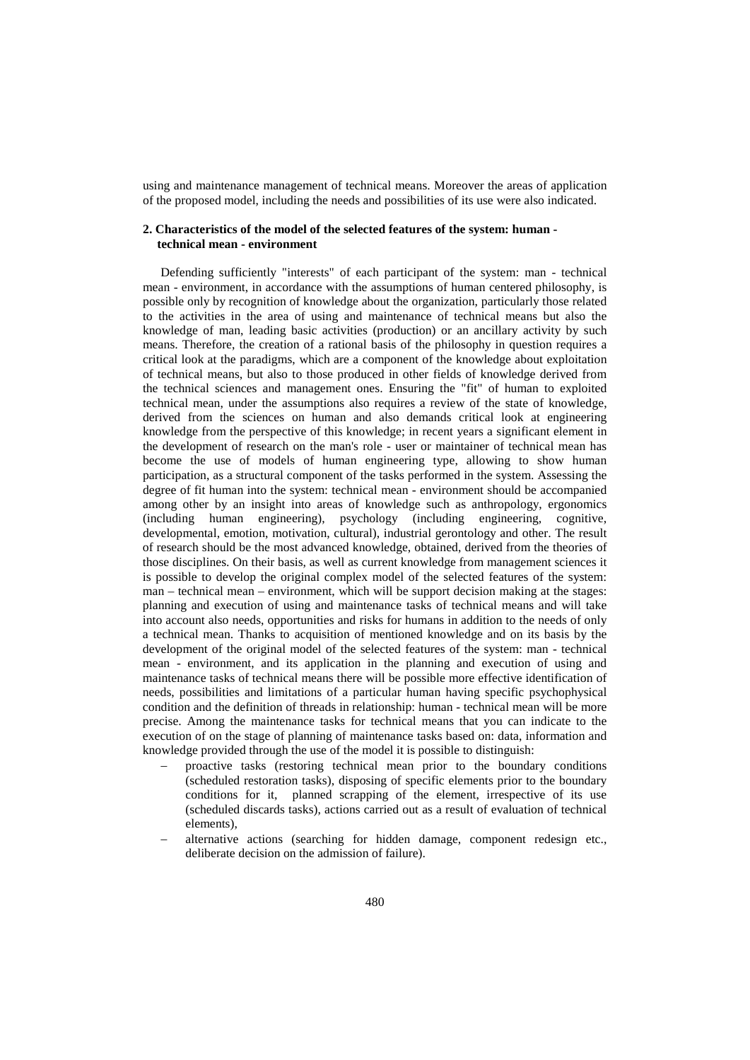using and maintenance management of technical means. Moreover the areas of application of the proposed model, including the needs and possibilities of its use were also indicated.

## 2. Characteristics of the model of the selected features of the system: human - technical mean - environment

Defending sufficiently "interests" of each participant of the system: man - technical mean - environment, in accordance with the assumptions of human centered philosophy, is possible only by recognition of knowledge about the organization, particularly those related to the activities in the area of using and maintenance of technical means but also the knowledge of man, leading basic activities (production) or an ancillary activity by such means. Therefore, the creation of a rational basis of the philosophy in question requires a critical look at the paradigms, which are a component of the knowledge about exploitation of technical means, but also to those produced in other fields of knowledge derived from the technical sciences and management ones. Ensuring the "fit" of human to exploited technical mean, under the assumptions also requires a review of the state of knowledge, derived from the sciences on human and also demands critical look at engineering knowledge from the perspective of this knowledge; in recent years a significant element in the development of research on the man's role - user or maintainer of technical mean has become the use of models of human engineering type, allowing to show human participation, as a structural component of the tasks performed in the system. Assessing the degree of fit human into the system: technical mean - environment should be accompanied among other by an insight into areas of knowledge such as anthropology, ergonomics (including human engineering), psychology (including engineering, cognitive, developmental, emotion, motivation, cultural), industrial gerontology and other. The result of research should be the most advanced knowledge, obtained, derived from the theories of those disciplines. On their basis, as well as current knowledge from management sciences it is possible to develop the original complex model of the selected features of the system: man – technical mean – environment, which will be support decision making at the stages: planning and execution of using and maintenance tasks of technical means and will take into account also needs, opportunities and risks for humans in addition to the needs of only a technical mean. Thanks to acquisition of mentioned knowledge and on its basis by the development of the original model of the selected features of the system: man - technical mean - environment, and its application in the planning and execution of using and maintenance tasks of technical means there will be possible more effective identification of needs, possibilities and limitations of a particular human having specific psychophysical condition and the definition of threads in relationship: human - technical mean will be more precise. Among the maintenance tasks for technical means that you can indicate to the execution of on the stage of planning of maintenance tasks based on: data, information and knowledge provided through the use of the model it is possible to distinguish:

- proactive tasks (restoring technical mean prior to the boundary conditions (scheduled restoration tasks), disposing of specific elements prior to the boundary conditions for it, planned scrapping of the element, irrespective of its use (scheduled discards tasks), actions carried out as a result of evaluation of technical elements),
- alternative actions (searching for hidden damage, component redesign etc., deliberate decision on the admission of failure).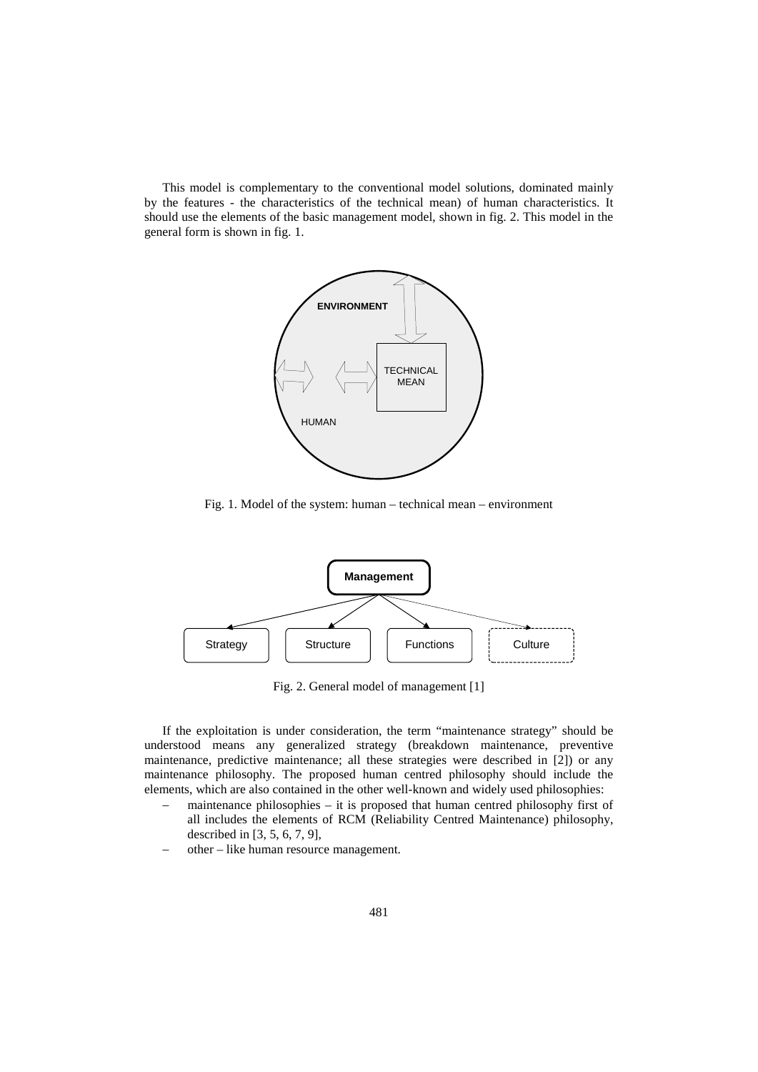This model is complementary to the conventional model solutions, dominated mainly by the features - the characteristics of the technical mean) of human characteristics. It should use the elements of the basic management model, shown in fig. 2. This model in the general form is shown in fig. 1.

Fig. 1. Model of the system: human – technical mean – environment

Fig. 2. General model of management [1]

If the exploitation is under consideration, the term "maintenance strategy" should be understood means any generalized strategy (breakdown maintenance, preventive maintenance, predictive maintenance; all these strategies were described in [2]) or any maintenance philosophy. The proposed human centred philosophy should include the elements, which are also contained in the other well-known and widely used philosophies:

- maintenance philosophies – it is proposed that human centred philosophy first of all includes the elements of RCM (Reliability Centred Maintenance) philosophy, described in [3, 5, 6, 7, 9],
- other – like human resource management.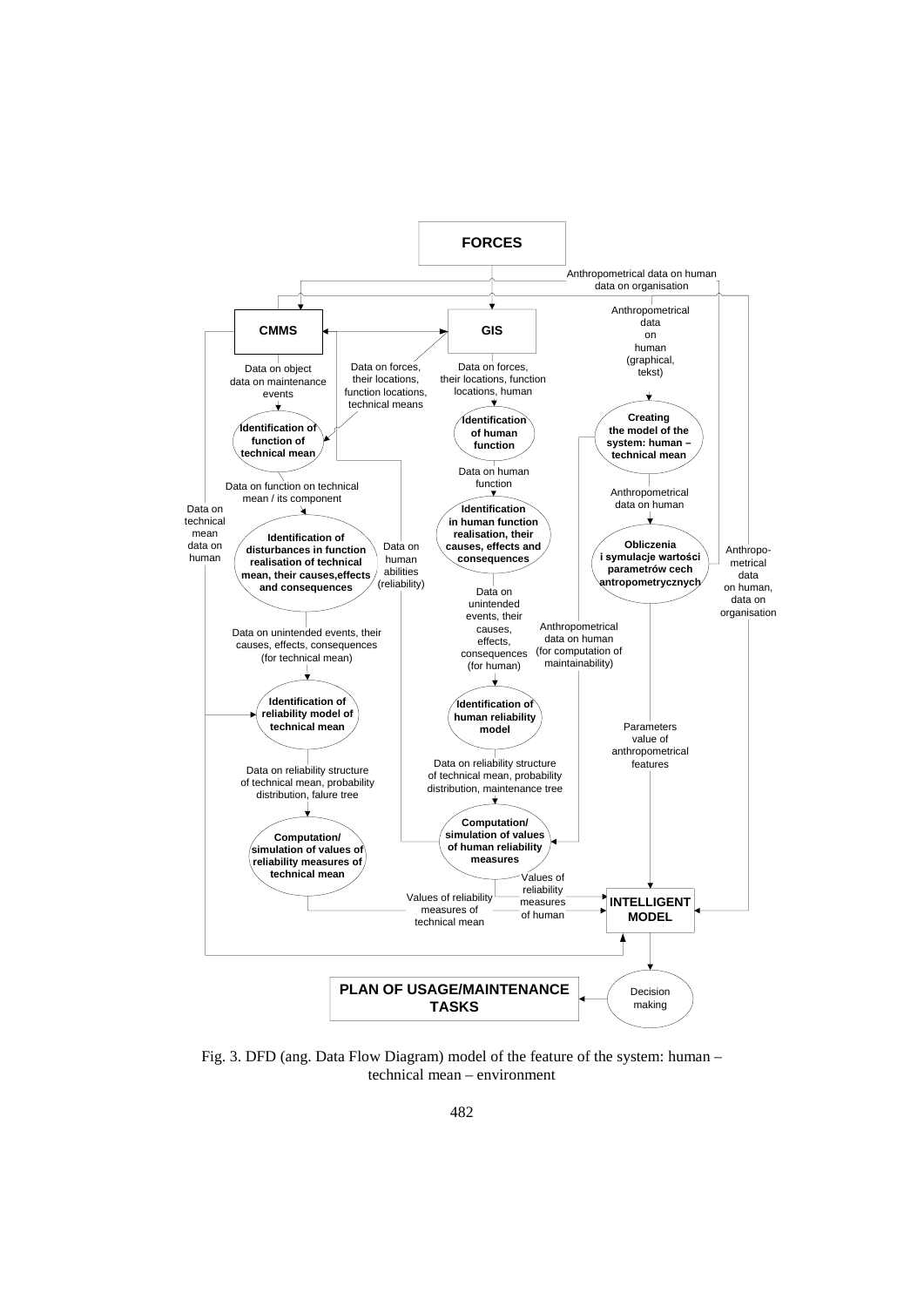**FORCES**

Anthropometrical data on human
data on organisation

**CMMS**

**GIS**

Anthropometrical data on human (graphical, tekst)

Data on object
data on maintenance events

Data on forces, their locations, function locations, technical means

Data on forces, their locations, function locations, human

**Identification of function of technical mean**

**Identification of human function**

**Creating the model of the system: human – technical mean**

Data on human function

Anthropometrical data on human

Data on function on technical mean / its component

Data on technical mean
data on human

**Identification of disturbances in function realisation of technical mean, their causes,effects and consequences**

Data on human abilities (reliability)

**Identification in human function realisation, their causes, effects and consequences**

**Obliczenia i symulacje wartości parametrów cech antropometrycznych**

Anthropometrical data on human, data on organisation

Data on unintended events, their causes, effects, consequences (for technical mean)

Data on unintended events, their causes, effects, consequences (for human)

Anthropometrical data on human (for computation of maintainability)

**Identification of reliability model of technical mean**

**Identification of human reliability model**

Parameters value of anthropometrical features

Data on reliability structure of technical mean, probability distribution, falure tree

Data on reliability structure of technical mean, probability distribution, maintenance tree

**Computation/ simulation of values of reliability measures of technical mean**

**Computation/ simulation of values of human reliability measures**

Values of reliability measures of human

Values of reliability measures of technical mean

**INTELLIGENT MODEL**

Decision making

**PLAN OF USAGE/MAINTENANCE TASKS**

Fig. 3. DFD (ang. Data Flow Diagram) model of the feature of the system: human – technical mean – environment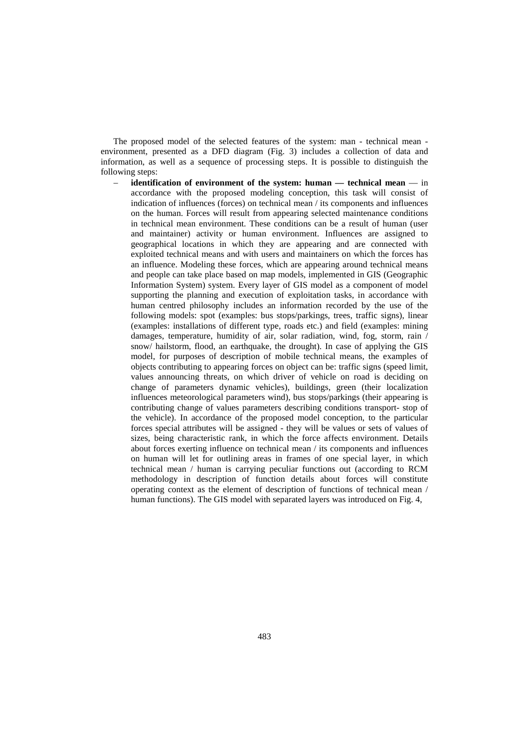The proposed model of the selected features of the system: man - technical mean - environment, presented as a DFD diagram (Fig. 3) includes a collection of data and information, as well as a sequence of processing steps. It is possible to distinguish the following steps:

– **identification of environment of the system: human — technical mean** — in accordance with the proposed modeling conception, this task will consist of indication of influences (forces) on technical mean / its components and influences on the human. Forces will result from appearing selected maintenance conditions in technical mean environment. These conditions can be a result of human (user and maintainer) activity or human environment. Influences are assigned to geographical locations in which they are appearing and are connected with exploited technical means and with users and maintainers on which the forces has an influence. Modeling these forces, which are appearing around technical means and people can take place based on map models, implemented in GIS (Geographic Information System) system. Every layer of GIS model as a component of model supporting the planning and execution of exploitation tasks, in accordance with human centred philosophy includes an information recorded by the use of the following models: spot (examples: bus stops/parkings, trees, traffic signs), linear (examples: installations of different type, roads etc.) and field (examples: mining damages, temperature, humidity of air, solar radiation, wind, fog, storm, rain / snow/ hailstorm, flood, an earthquake, the drought). In case of applying the GIS model, for purposes of description of mobile technical means, the examples of objects contributing to appearing forces on object can be: traffic signs (speed limit, values announcing threats, on which driver of vehicle on road is deciding on change of parameters dynamic vehicles), buildings, green (their localization influences meteorological parameters wind), bus stops/parkings (their appearing is contributing change of values parameters describing conditions transport- stop of the vehicle). In accordance of the proposed model conception, to the particular forces special attributes will be assigned - they will be values or sets of values of sizes, being characteristic rank, in which the force affects environment. Details about forces exerting influence on technical mean / its components and influences on human will let for outlining areas in frames of one special layer, in which technical mean / human is carrying peculiar functions out (according to RCM methodology in description of function details about forces will constitute operating context as the element of description of functions of technical mean / human functions). The GIS model with separated layers was introduced on Fig. 4,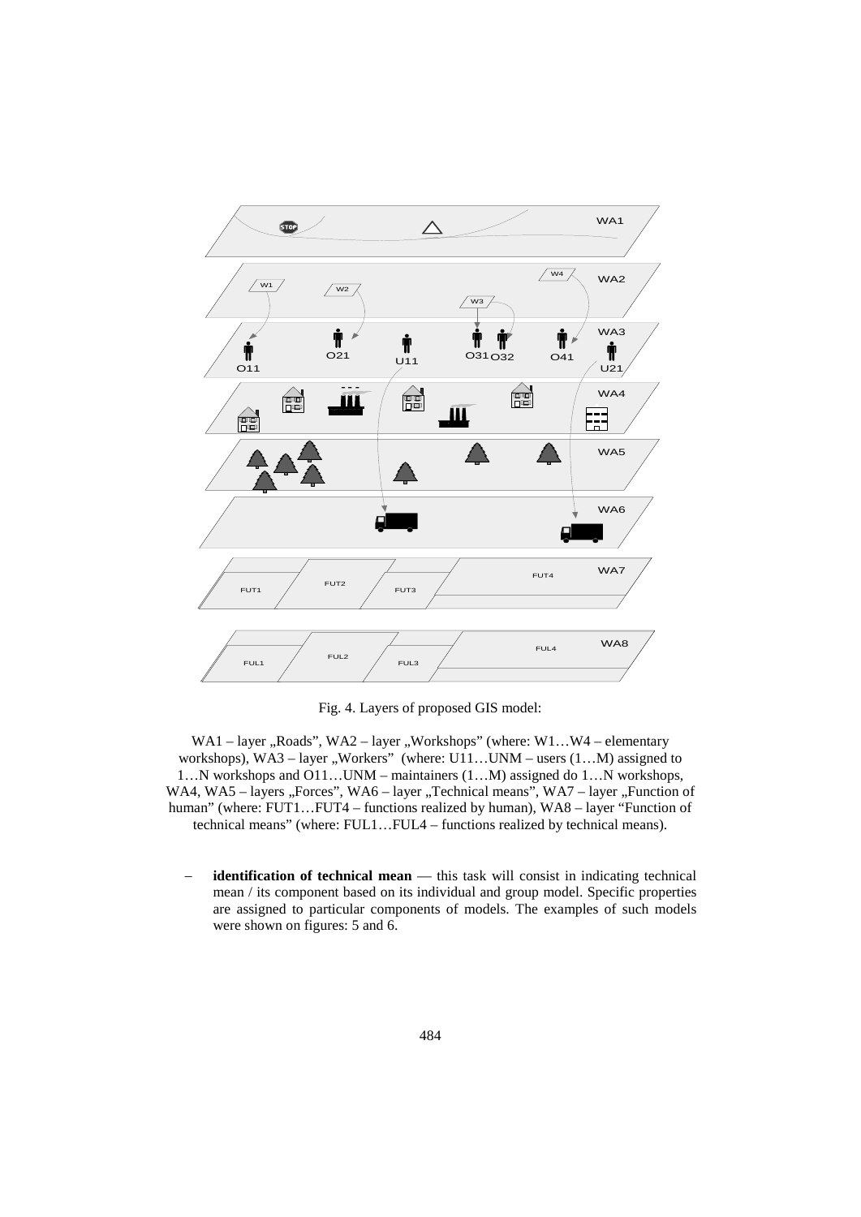Fig. 4. Layers of proposed GIS model:

WA1 – layer „Roads", WA2 – layer „Workshops" (where: W1…W4 – elementary workshops), WA3 – layer „Workers" (where: U11…UNM – users (1…M) assigned to 1…N workshops and O11…UNM – maintainers (1…M) assigned do 1…N workshops, WA4, WA5 – layers „Forces", WA6 – layer „Technical means", WA7 – layer „Function of human" (where: FUT1…FUT4 – functions realized by human), WA8 – layer "Function of technical means" (where: FUL1…FUL4 – functions realized by technical means).

- **identification of technical mean** — this task will consist in indicating technical mean / its component based on its individual and group model. Specific properties are assigned to particular components of models. The examples of such models were shown on figures: 5 and 6.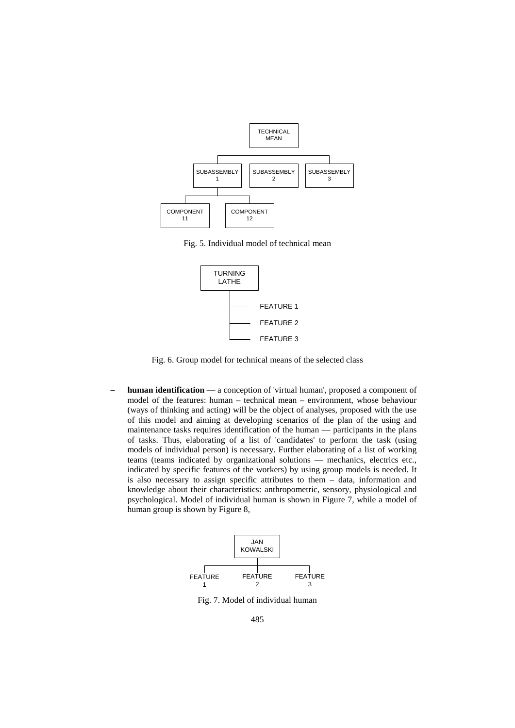TECHNICAL MEAN

SUBASSEMBLY 1 | SUBASSEMBLY 2 | SUBASSEMBLY 3

COMPONENT 11 | COMPONENT 12

Fig. 5. Individual model of technical mean

TURNING LATHE

FEATURE 1

FEATURE 2

FEATURE 3

Fig. 6. Group model for technical means of the selected class

- **human identification** — a conception of 'virtual human', proposed a component of model of the features: human – technical mean – environment, whose behaviour (ways of thinking and acting) will be the object of analyses, proposed with the use of this model and aiming at developing scenarios of the plan of the using and maintenance tasks requires identification of the human — participants in the plans of tasks. Thus, elaborating of a list of 'candidates' to perform the task (using models of individual person) is necessary. Further elaborating of a list of working teams (teams indicated by organizational solutions — mechanics, electrics etc., indicated by specific features of the workers) by using group models is needed. It is also necessary to assign specific attributes to them – data, information and knowledge about their characteristics: anthropometric, sensory, physiological and psychological. Model of individual human is shown in Figure 7, while a model of human group is shown by Figure 8,

JAN KOWALSKI

FEATURE 1 | FEATURE 2 | FEATURE 3

Fig. 7. Model of individual human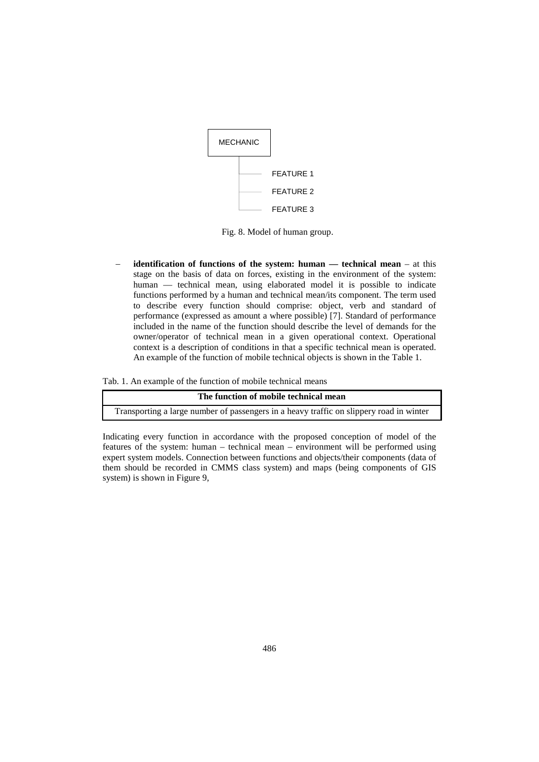MECHANIC

- FEATURE 1
- FEATURE 2
- FEATURE 3

Fig. 8. Model of human group.

- **identification of functions of the system: human — technical mean** – at this stage on the basis of data on forces, existing in the environment of the system: human — technical mean, using elaborated model it is possible to indicate functions performed by a human and technical mean/its component. The term used to describe every function should comprise: object, verb and standard of performance (expressed as amount a where possible) [7]. Standard of performance included in the name of the function should describe the level of demands for the owner/operator of technical mean in a given operational context. Operational context is a description of conditions in that a specific technical mean is operated. An example of the function of mobile technical objects is shown in the Table 1.

Tab. 1. An example of the function of mobile technical means

| The function of mobile technical mean |
| --- |
| Transporting a large number of passengers in a heavy traffic on slippery road in winter |

Indicating every function in accordance with the proposed conception of model of the features of the system: human – technical mean – environment will be performed using expert system models. Connection between functions and objects/their components (data of them should be recorded in CMMS class system) and maps (being components of GIS system) is shown in Figure 9,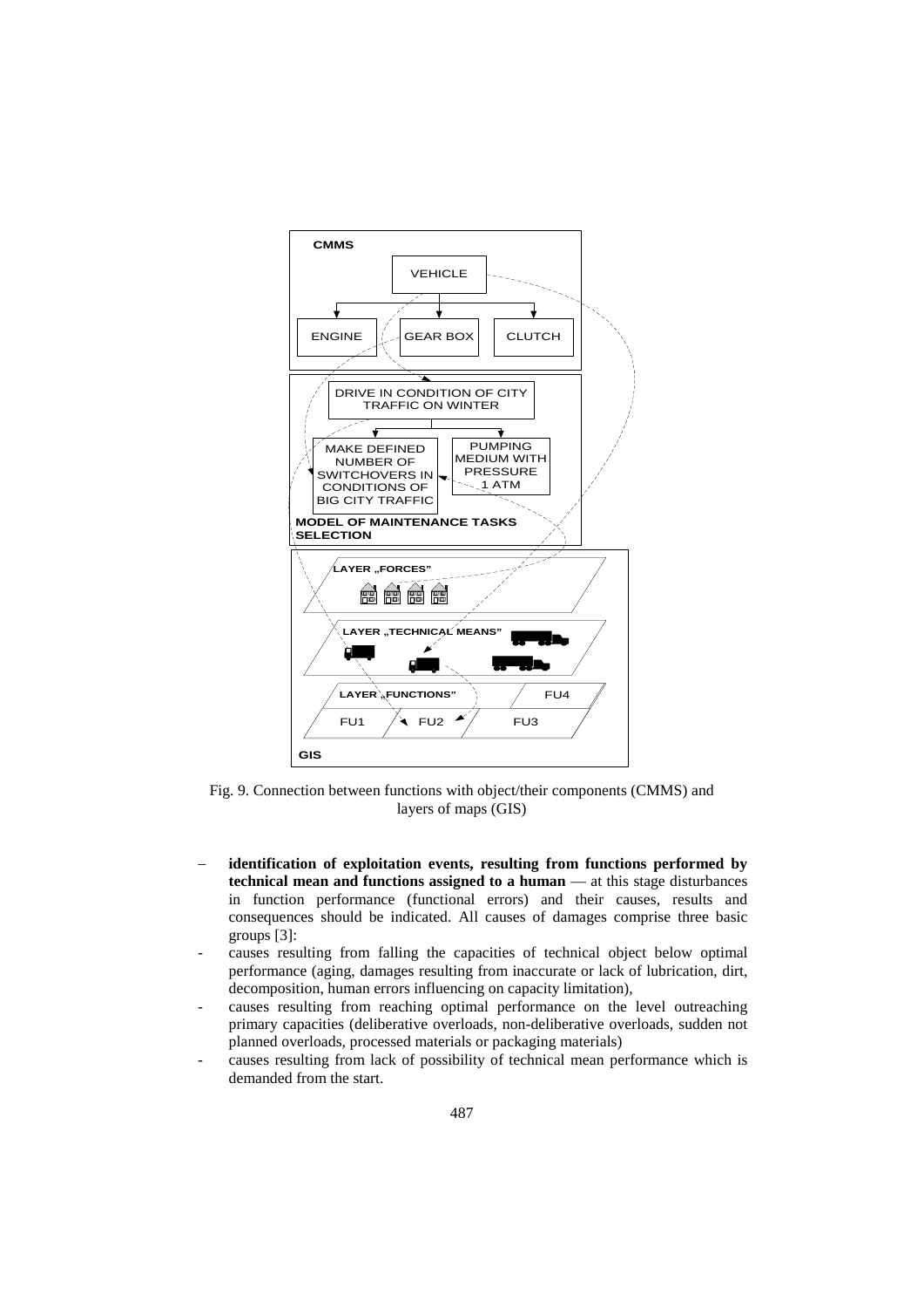Fig. 9. Connection between functions with object/their components (CMMS) and layers of maps (GIS)

– **identification of exploitation events, resulting from functions performed by technical mean and functions assigned to a human** — at this stage disturbances in function performance (functional errors) and their causes, results and consequences should be indicated. All causes of damages comprise three basic groups [3]:

- causes resulting from falling the capacities of technical object below optimal performance (aging, damages resulting from inaccurate or lack of lubrication, dirt, decomposition, human errors influencing on capacity limitation),
- causes resulting from reaching optimal performance on the level outreaching primary capacities (deliberative overloads, non-deliberative overloads, sudden not planned overloads, processed materials or packaging materials)
- causes resulting from lack of possibility of technical mean performance which is demanded from the start.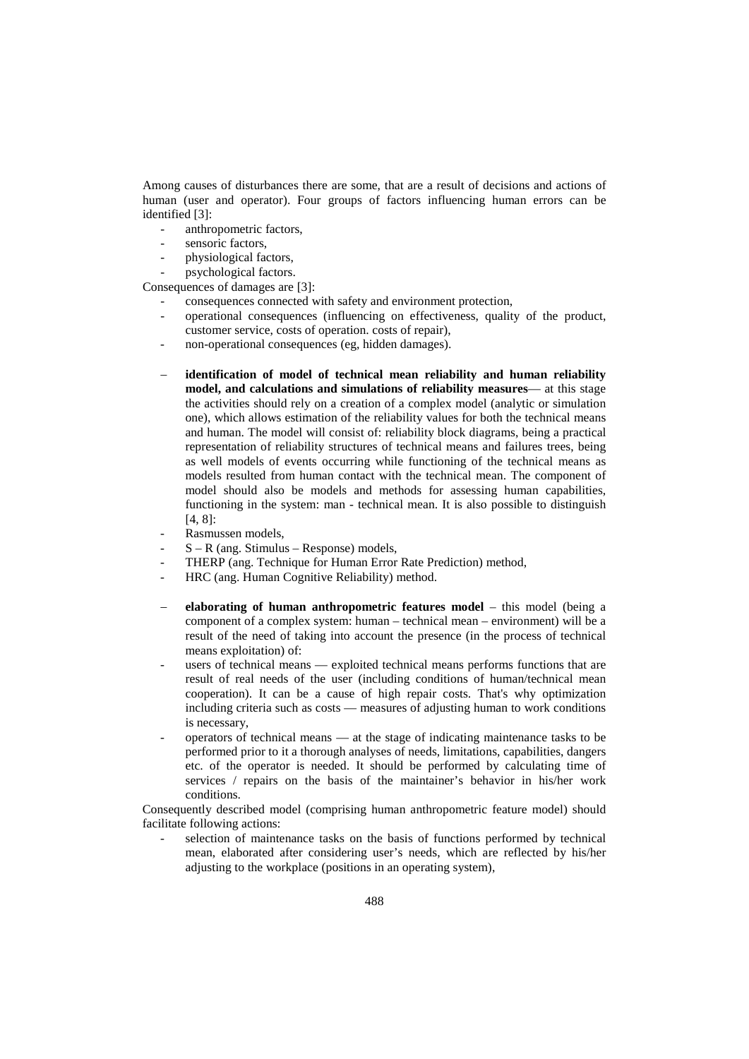Among causes of disturbances there are some, that are a result of decisions and actions of human (user and operator). Four groups of factors influencing human errors can be identified [3]:

- anthropometric factors,
- sensoric factors,
- physiological factors,
- psychological factors.

Consequences of damages are [3]:

- consequences connected with safety and environment protection,
- operational consequences (influencing on effectiveness, quality of the product, customer service, costs of operation. costs of repair),
- non-operational consequences (eg, hidden damages).

– **identification of model of technical mean reliability and human reliability model, and calculations and simulations of reliability measures**— at this stage the activities should rely on a creation of a complex model (analytic or simulation one), which allows estimation of the reliability values for both the technical means and human. The model will consist of: reliability block diagrams, being a practical representation of reliability structures of technical means and failures trees, being as well models of events occurring while functioning of the technical means as models resulted from human contact with the technical mean. The component of model should also be models and methods for assessing human capabilities, functioning in the system: man - technical mean. It is also possible to distinguish [4, 8]:

- Rasmussen models,
- S – R (ang. Stimulus – Response) models,
- THERP (ang. Technique for Human Error Rate Prediction) method,
- HRC (ang. Human Cognitive Reliability) method.

– **elaborating of human anthropometric features model** – this model (being a component of a complex system: human – technical mean – environment) will be a result of the need of taking into account the presence (in the process of technical means exploitation) of:

- users of technical means — exploited technical means performs functions that are result of real needs of the user (including conditions of human/technical mean cooperation). It can be a cause of high repair costs. That's why optimization including criteria such as costs — measures of adjusting human to work conditions is necessary,
- operators of technical means — at the stage of indicating maintenance tasks to be performed prior to it a thorough analyses of needs, limitations, capabilities, dangers etc. of the operator is needed. It should be performed by calculating time of services / repairs on the basis of the maintainer's behavior in his/her work conditions.

Consequently described model (comprising human anthropometric feature model) should facilitate following actions:

- selection of maintenance tasks on the basis of functions performed by technical mean, elaborated after considering user's needs, which are reflected by his/her adjusting to the workplace (positions in an operating system),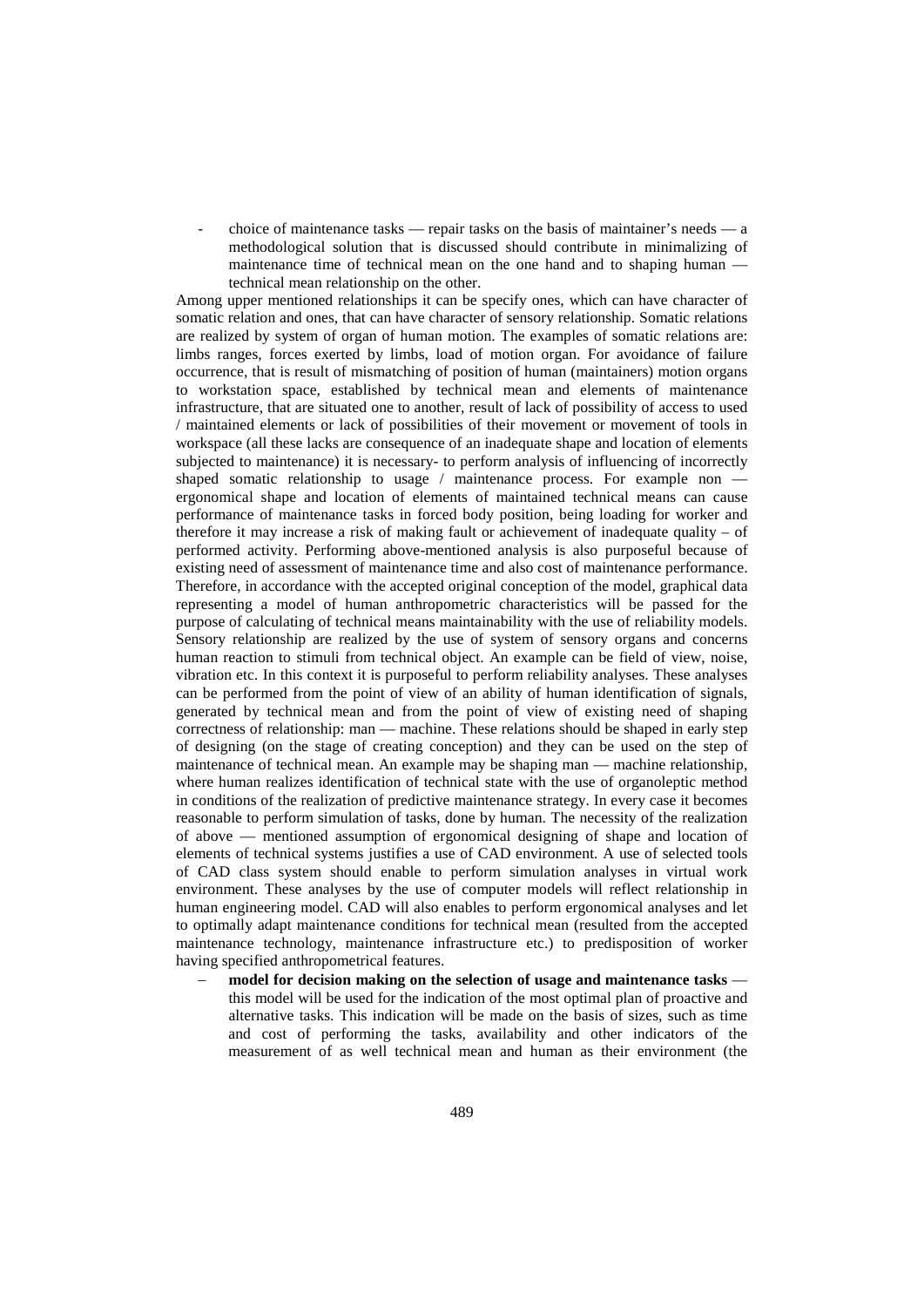- choice of maintenance tasks — repair tasks on the basis of maintainer's needs — a methodological solution that is discussed should contribute in minimalizing of maintenance time of technical mean on the one hand and to shaping human — technical mean relationship on the other.

Among upper mentioned relationships it can be specify ones, which can have character of somatic relation and ones, that can have character of sensory relationship. Somatic relations are realized by system of organ of human motion. The examples of somatic relations are: limbs ranges, forces exerted by limbs, load of motion organ. For avoidance of failure occurrence, that is result of mismatching of position of human (maintainers) motion organs to workstation space, established by technical mean and elements of maintenance infrastructure, that are situated one to another, result of lack of possibility of access to used / maintained elements or lack of possibilities of their movement or movement of tools in workspace (all these lacks are consequence of an inadequate shape and location of elements subjected to maintenance) it is necessary- to perform analysis of influencing of incorrectly shaped somatic relationship to usage / maintenance process. For example non — ergonomical shape and location of elements of maintained technical means can cause performance of maintenance tasks in forced body position, being loading for worker and therefore it may increase a risk of making fault or achievement of inadequate quality – of performed activity. Performing above-mentioned analysis is also purposeful because of existing need of assessment of maintenance time and also cost of maintenance performance. Therefore, in accordance with the accepted original conception of the model, graphical data representing a model of human anthropometric characteristics will be passed for the purpose of calculating of technical means maintainability with the use of reliability models. Sensory relationship are realized by the use of system of sensory organs and concerns human reaction to stimuli from technical object. An example can be field of view, noise, vibration etc. In this context it is purposeful to perform reliability analyses. These analyses can be performed from the point of view of an ability of human identification of signals, generated by technical mean and from the point of view of existing need of shaping correctness of relationship: man — machine. These relations should be shaped in early step of designing (on the stage of creating conception) and they can be used on the step of maintenance of technical mean. An example may be shaping man — machine relationship, where human realizes identification of technical state with the use of organoleptic method in conditions of the realization of predictive maintenance strategy. In every case it becomes reasonable to perform simulation of tasks, done by human. The necessity of the realization of above — mentioned assumption of ergonomical designing of shape and location of elements of technical systems justifies a use of CAD environment. A use of selected tools of CAD class system should enable to perform simulation analyses in virtual work environment. These analyses by the use of computer models will reflect relationship in human engineering model. CAD will also enables to perform ergonomical analyses and let to optimally adapt maintenance conditions for technical mean (resulted from the accepted maintenance technology, maintenance infrastructure etc.) to predisposition of worker having specified anthropometrical features.

- **model for decision making on the selection of usage and maintenance tasks** — this model will be used for the indication of the most optimal plan of proactive and alternative tasks. This indication will be made on the basis of sizes, such as time and cost of performing the tasks, availability and other indicators of the measurement of as well technical mean and human as their environment (the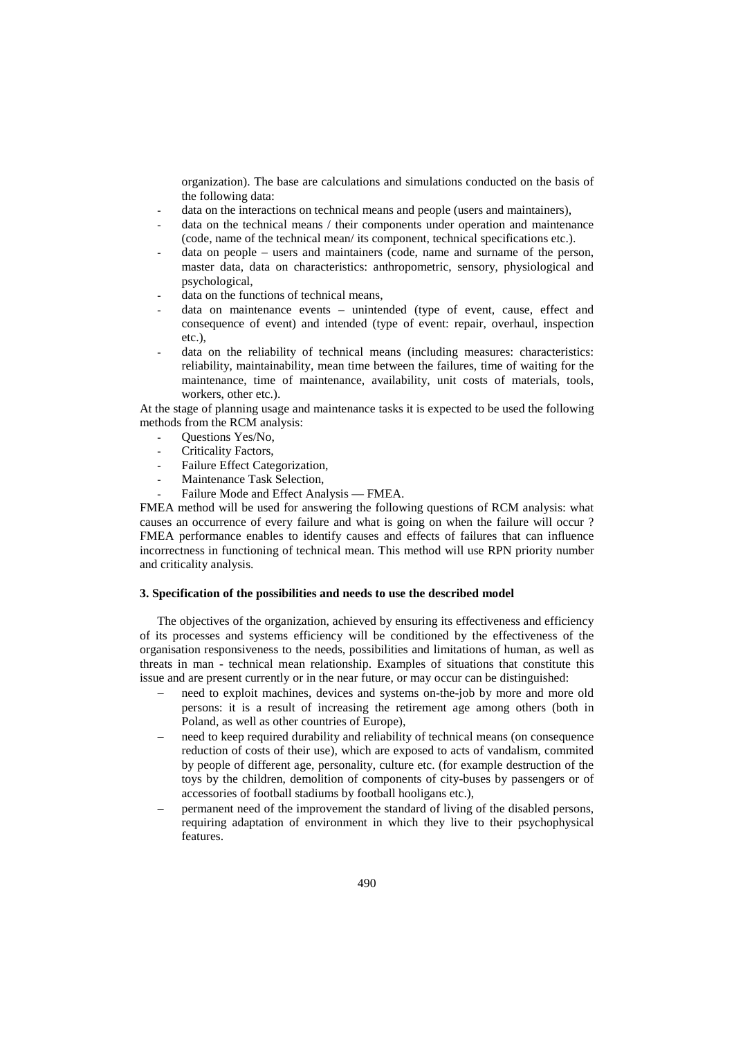organization). The base are calculations and simulations conducted on the basis of the following data:

- data on the interactions on technical means and people (users and maintainers),
- data on the technical means / their components under operation and maintenance (code, name of the technical mean/ its component, technical specifications etc.).
- data on people – users and maintainers (code, name and surname of the person, master data, data on characteristics: anthropometric, sensory, physiological and psychological,
- data on the functions of technical means,
- data on maintenance events – unintended (type of event, cause, effect and consequence of event) and intended (type of event: repair, overhaul, inspection etc.),
- data on the reliability of technical means (including measures: characteristics: reliability, maintainability, mean time between the failures, time of waiting for the maintenance, time of maintenance, availability, unit costs of materials, tools, workers, other etc.).

At the stage of planning usage and maintenance tasks it is expected to be used the following methods from the RCM analysis:

- Questions Yes/No,
- Criticality Factors,
- Failure Effect Categorization,
- Maintenance Task Selection,
- Failure Mode and Effect Analysis — FMEA.

FMEA method will be used for answering the following questions of RCM analysis: what causes an occurrence of every failure and what is going on when the failure will occur ? FMEA performance enables to identify causes and effects of failures that can influence incorrectness in functioning of technical mean. This method will use RPN priority number and criticality analysis.

### 3. Specification of the possibilities and needs to use the described model

The objectives of the organization, achieved by ensuring its effectiveness and efficiency of its processes and systems efficiency will be conditioned by the effectiveness of the organisation responsiveness to the needs, possibilities and limitations of human, as well as threats in man - technical mean relationship. Examples of situations that constitute this issue and are present currently or in the near future, or may occur can be distinguished:

- need to exploit machines, devices and systems on-the-job by more and more old persons: it is a result of increasing the retirement age among others (both in Poland, as well as other countries of Europe),
- need to keep required durability and reliability of technical means (on consequence reduction of costs of their use), which are exposed to acts of vandalism, commited by people of different age, personality, culture etc. (for example destruction of the toys by the children, demolition of components of city-buses by passengers or of accessories of football stadiums by football hooligans etc.),
- permanent need of the improvement the standard of living of the disabled persons, requiring adaptation of environment in which they live to their psychophysical features.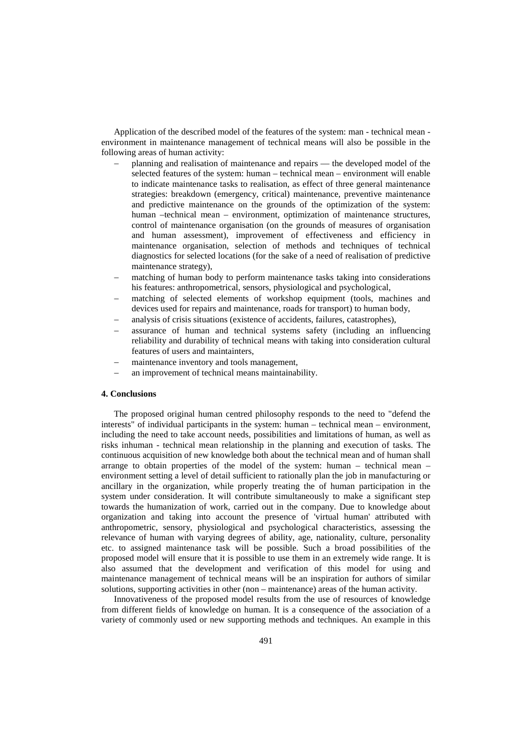Application of the described model of the features of the system: man - technical mean - environment in maintenance management of technical means will also be possible in the following areas of human activity:

- planning and realisation of maintenance and repairs — the developed model of the selected features of the system: human – technical mean – environment will enable to indicate maintenance tasks to realisation, as effect of three general maintenance strategies: breakdown (emergency, critical) maintenance, preventive maintenance and predictive maintenance on the grounds of the optimization of the system: human –technical mean – environment, optimization of maintenance structures, control of maintenance organisation (on the grounds of measures of organisation and human assessment), improvement of effectiveness and efficiency in maintenance organisation, selection of methods and techniques of technical diagnostics for selected locations (for the sake of a need of realisation of predictive maintenance strategy),
- matching of human body to perform maintenance tasks taking into considerations his features: anthropometrical, sensors, physiological and psychological,
- matching of selected elements of workshop equipment (tools, machines and devices used for repairs and maintenance, roads for transport) to human body,
- analysis of crisis situations (existence of accidents, failures, catastrophes),
- assurance of human and technical systems safety (including an influencing reliability and durability of technical means with taking into consideration cultural features of users and maintainters,
- maintenance inventory and tools management,
- an improvement of technical means maintainability.

#### 4. Conclusions

The proposed original human centred philosophy responds to the need to "defend the interests" of individual participants in the system: human – technical mean – environment, including the need to take account needs, possibilities and limitations of human, as well as risks inhuman - technical mean relationship in the planning and execution of tasks. The continuous acquisition of new knowledge both about the technical mean and of human shall arrange to obtain properties of the model of the system: human – technical mean – environment setting a level of detail sufficient to rationally plan the job in manufacturing or ancillary in the organization, while properly treating the of human participation in the system under consideration. It will contribute simultaneously to make a significant step towards the humanization of work, carried out in the company. Due to knowledge about organization and taking into account the presence of 'virtual human' attributed with anthropometric, sensory, physiological and psychological characteristics, assessing the relevance of human with varying degrees of ability, age, nationality, culture, personality etc. to assigned maintenance task will be possible. Such a broad possibilities of the proposed model will ensure that it is possible to use them in an extremely wide range. It is also assumed that the development and verification of this model for using and maintenance management of technical means will be an inspiration for authors of similar solutions, supporting activities in other (non – maintenance) areas of the human activity.

Innovativeness of the proposed model results from the use of resources of knowledge from different fields of knowledge on human. It is a consequence of the association of a variety of commonly used or new supporting methods and techniques. An example in this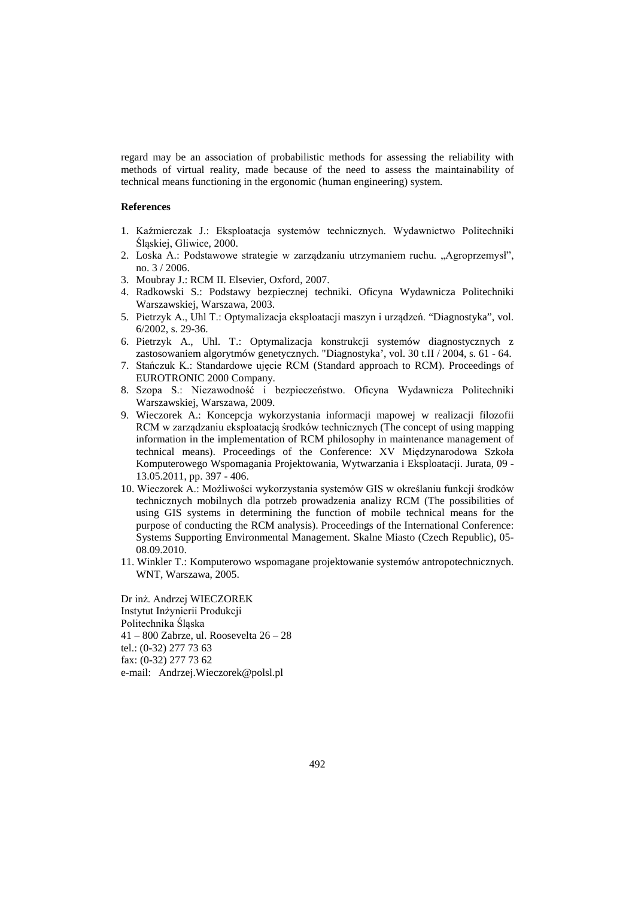regard may be an association of probabilistic methods for assessing the reliability with methods of virtual reality, made because of the need to assess the maintainability of technical means functioning in the ergonomic (human engineering) system.

**References**

1. Kaźmierczak J.: Eksploatacja systemów technicznych. Wydawnictwo Politechniki Śląskiej, Gliwice, 2000.
2. Loska A.: Podstawowe strategie w zarządzaniu utrzymaniem ruchu. „Agroprzemysł", no. 3 / 2006.
3. Moubray J.: RCM II. Elsevier, Oxford, 2007.
4. Radkowski S.: Podstawy bezpiecznej techniki. Oficyna Wydawnicza Politechniki Warszawskiej, Warszawa, 2003.
5. Pietrzyk A., Uhl T.: Optymalizacja eksploatacji maszyn i urządzeń. "Diagnostyka", vol. 6/2002, s. 29-36.
6. Pietrzyk A., Uhl. T.: Optymalizacja konstrukcji systemów diagnostycznych z zastosowaniem algorytmów genetycznych. "Diagnostyka', vol. 30 t.II / 2004, s. 61 - 64.
7. Stańczuk K.: Standardowe ujęcie RCM (Standard approach to RCM). Proceedings of EUROTRONIC 2000 Company.
8. Szopa S.: Niezawodność i bezpieczeństwo. Oficyna Wydawnicza Politechniki Warszawskiej, Warszawa, 2009.
9. Wieczorek A.: Koncepcja wykorzystania informacji mapowej w realizacji filozofii RCM w zarządzaniu eksploatacją środków technicznych (The concept of using mapping information in the implementation of RCM philosophy in maintenance management of technical means). Proceedings of the Conference: XV Międzynarodowa Szkoła Komputerowego Wspomagania Projektowania, Wytwarzania i Eksploatacji. Jurata, 09 - 13.05.2011, pp. 397 - 406.
10. Wieczorek A.: Możliwości wykorzystania systemów GIS w określaniu funkcji środków technicznych mobilnych dla potrzeb prowadzenia analizy RCM (The possibilities of using GIS systems in determining the function of mobile technical means for the purpose of conducting the RCM analysis). Proceedings of the International Conference: Systems Supporting Environmental Management. Skalne Miasto (Czech Republic), 05-08.09.2010.
11. Winkler T.: Komputerowo wspomagane projektowanie systemów antropotechnicznych. WNT, Warszawa, 2005.

Dr inż. Andrzej WIECZOREK
Instytut Inżynierii Produkcji
Politechnika Śląska
41 – 800 Zabrze, ul. Roosevelta 26 – 28
tel.: (0-32) 277 73 63
fax: (0-32) 277 73 62
e-mail: Andrzej.Wieczorek@polsl.pl